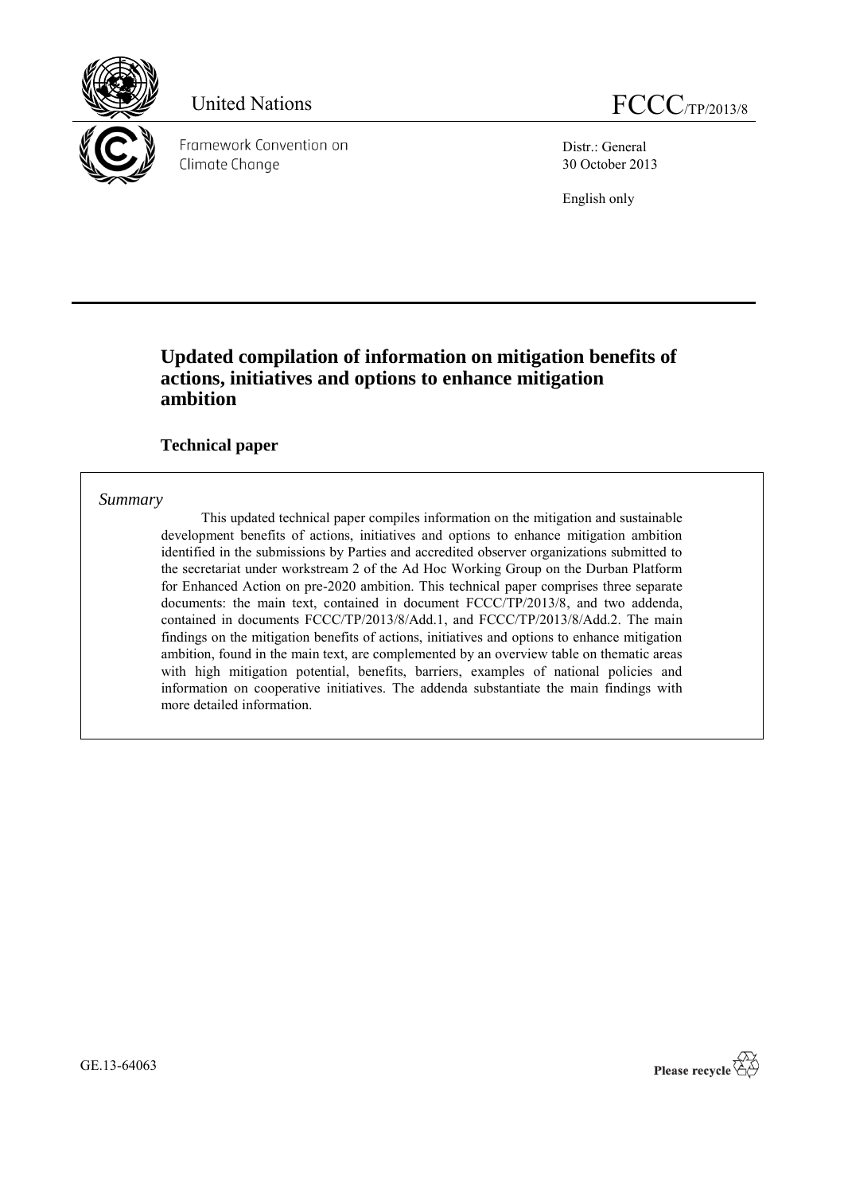United Nations

FCCC/TP/2013/8

Framework Convention on Climate Change

Distr.: General
30 October 2013

English only

# Updated compilation of information on mitigation benefits of actions, initiatives and options to enhance mitigation ambition

## Technical paper

*Summary*

This updated technical paper compiles information on the mitigation and sustainable development benefits of actions, initiatives and options to enhance mitigation ambition identified in the submissions by Parties and accredited observer organizations submitted to the secretariat under workstream 2 of the Ad Hoc Working Group on the Durban Platform for Enhanced Action on pre-2020 ambition. This technical paper comprises three separate documents: the main text, contained in document FCCC/TP/2013/8, and two addenda, contained in documents FCCC/TP/2013/8/Add.1, and FCCC/TP/2013/8/Add.2. The main findings on the mitigation benefits of actions, initiatives and options to enhance mitigation ambition, found in the main text, are complemented by an overview table on thematic areas with high mitigation potential, benefits, barriers, examples of national policies and information on cooperative initiatives. The addenda substantiate the main findings with more detailed information.

GE.13-64063

Please recycle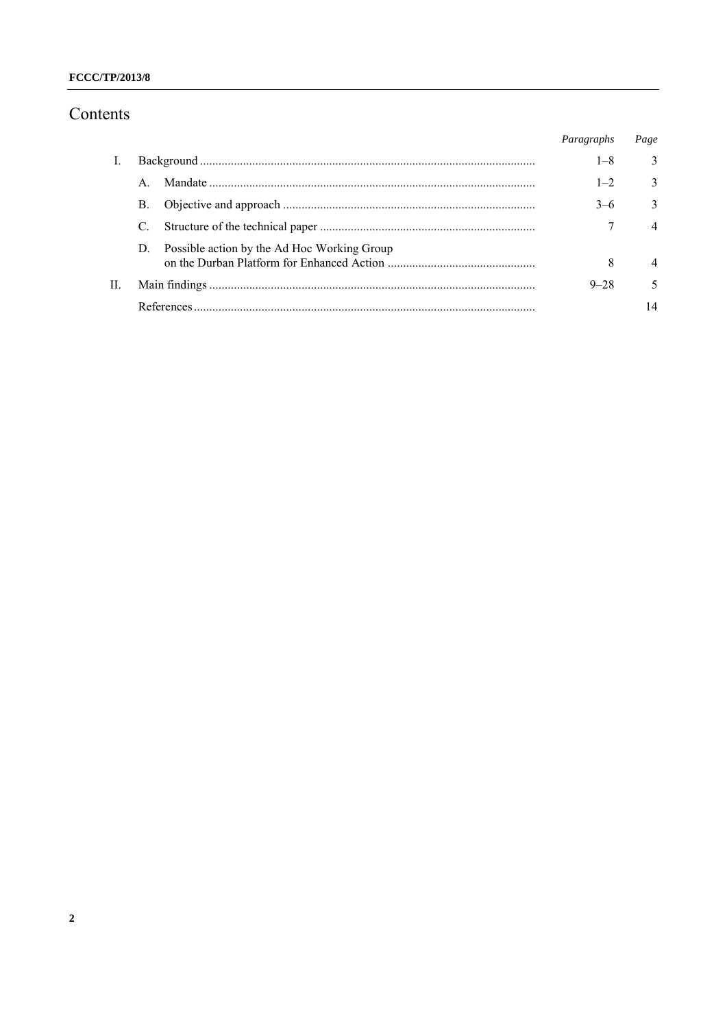# Contents

| | | | *Paragraphs* | *Page* |
|---|---|---|---|---|
| I. | Background | | 1–8 | 3 |
| | A. | Mandate | 1–2 | 3 |
| | B. | Objective and approach | 3–6 | 3 |
| | C. | Structure of the technical paper | 7 | 4 |
| | D. | Possible action by the Ad Hoc Working Group on the Durban Platform for Enhanced Action | 8 | 4 |
| II. | Main findings | | 9–28 | 5 |
| | References | | | 14 |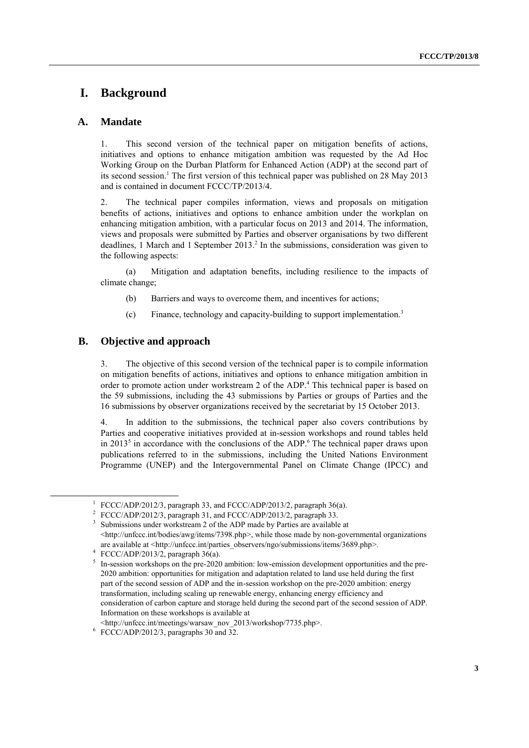# I. Background

## A. Mandate

1. This second version of the technical paper on mitigation benefits of actions, initiatives and options to enhance mitigation ambition was requested by the Ad Hoc Working Group on the Durban Platform for Enhanced Action (ADP) at the second part of its second session.[1] The first version of this technical paper was published on 28 May 2013 and is contained in document FCCC/TP/2013/4.

2. The technical paper compiles information, views and proposals on mitigation benefits of actions, initiatives and options to enhance ambition under the workplan on enhancing mitigation ambition, with a particular focus on 2013 and 2014. The information, views and proposals were submitted by Parties and observer organisations by two different deadlines, 1 March and 1 September 2013.[2] In the submissions, consideration was given to the following aspects:

(a) Mitigation and adaptation benefits, including resilience to the impacts of climate change;

(b) Barriers and ways to overcome them, and incentives for actions;

(c) Finance, technology and capacity-building to support implementation.[3]

## B. Objective and approach

3. The objective of this second version of the technical paper is to compile information on mitigation benefits of actions, initiatives and options to enhance mitigation ambition in order to promote action under workstream 2 of the ADP.[4] This technical paper is based on the 59 submissions, including the 43 submissions by Parties or groups of Parties and the 16 submissions by observer organizations received by the secretariat by 15 October 2013.

4. In addition to the submissions, the technical paper also covers contributions by Parties and cooperative initiatives provided at in-session workshops and round tables held in 2013[5] in accordance with the conclusions of the ADP.[6] The technical paper draws upon publications referred to in the submissions, including the United Nations Environment Programme (UNEP) and the Intergovernmental Panel on Climate Change (IPCC) and

---

[1] FCCC/ADP/2012/3, paragraph 33, and FCCC/ADP/2013/2, paragraph 36(a).

[2] FCCC/ADP/2012/3, paragraph 31, and FCCC/ADP/2013/2, paragraph 33.

[3] Submissions under workstream 2 of the ADP made by Parties are available at <http://unfccc.int/bodies/awg/items/7398.php>, while those made by non-governmental organizations are available at <http://unfccc.int/parties_observers/ngo/submissions/items/3689.php>.

[4] FCCC/ADP/2013/2, paragraph 36(a).

[5] In-session workshops on the pre-2020 ambition: low-emission development opportunities and the pre-2020 ambition: opportunities for mitigation and adaptation related to land use held during the first part of the second session of ADP and the in-session workshop on the pre-2020 ambition: energy transformation, including scaling up renewable energy, enhancing energy efficiency and consideration of carbon capture and storage held during the second part of the second session of ADP. Information on these workshops is available at <http://unfccc.int/meetings/warsaw_nov_2013/workshop/7735.php>.

[6] FCCC/ADP/2012/3, paragraphs 30 and 32.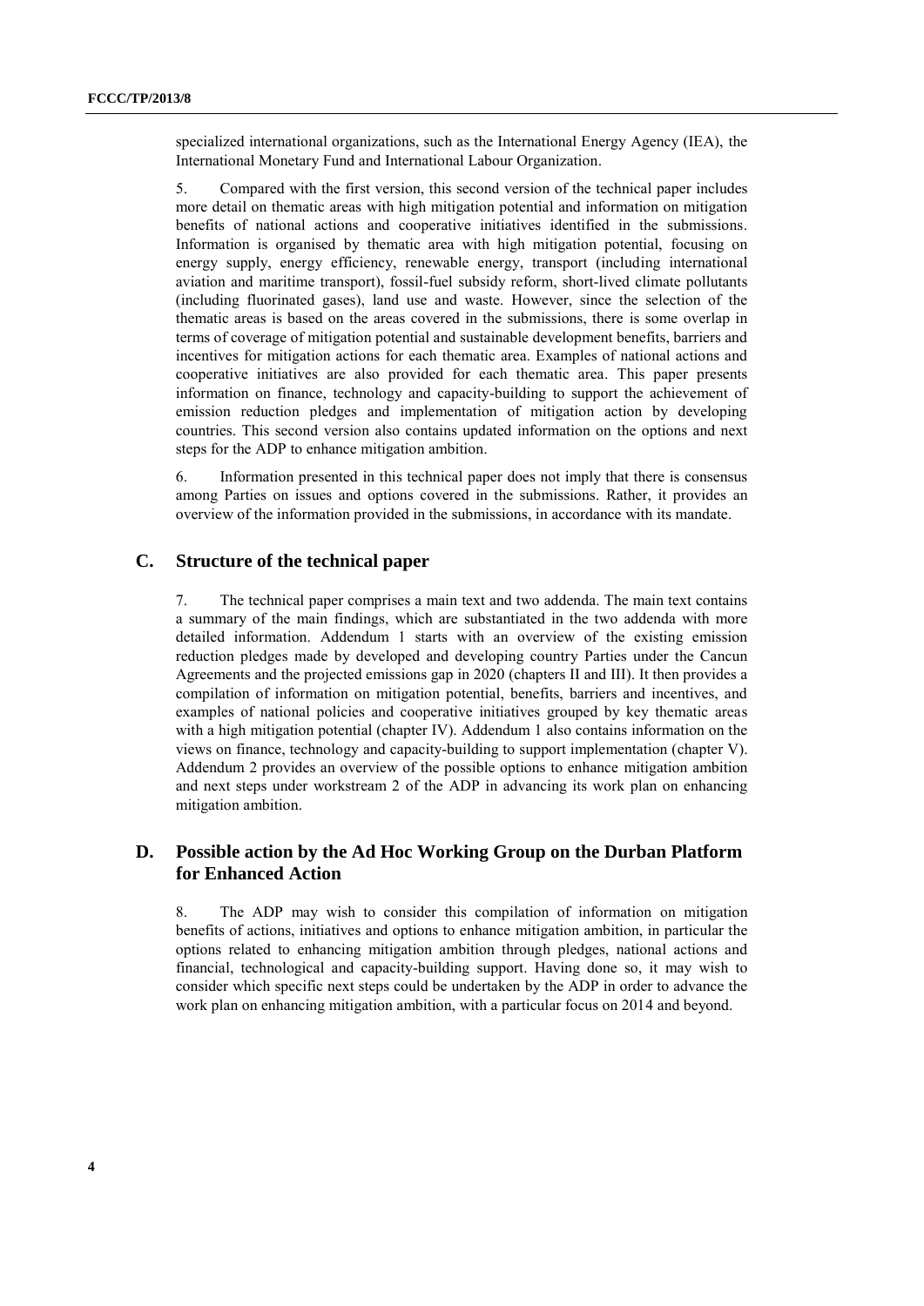specialized international organizations, such as the International Energy Agency (IEA), the International Monetary Fund and International Labour Organization.

5. Compared with the first version, this second version of the technical paper includes more detail on thematic areas with high mitigation potential and information on mitigation benefits of national actions and cooperative initiatives identified in the submissions. Information is organised by thematic area with high mitigation potential, focusing on energy supply, energy efficiency, renewable energy, transport (including international aviation and maritime transport), fossil-fuel subsidy reform, short-lived climate pollutants (including fluorinated gases), land use and waste. However, since the selection of the thematic areas is based on the areas covered in the submissions, there is some overlap in terms of coverage of mitigation potential and sustainable development benefits, barriers and incentives for mitigation actions for each thematic area. Examples of national actions and cooperative initiatives are also provided for each thematic area. This paper presents information on finance, technology and capacity-building to support the achievement of emission reduction pledges and implementation of mitigation action by developing countries. This second version also contains updated information on the options and next steps for the ADP to enhance mitigation ambition.

6. Information presented in this technical paper does not imply that there is consensus among Parties on issues and options covered in the submissions. Rather, it provides an overview of the information provided in the submissions, in accordance with its mandate.

## C. Structure of the technical paper

7. The technical paper comprises a main text and two addenda. The main text contains a summary of the main findings, which are substantiated in the two addenda with more detailed information. Addendum 1 starts with an overview of the existing emission reduction pledges made by developed and developing country Parties under the Cancun Agreements and the projected emissions gap in 2020 (chapters II and III). It then provides a compilation of information on mitigation potential, benefits, barriers and incentives, and examples of national policies and cooperative initiatives grouped by key thematic areas with a high mitigation potential (chapter IV). Addendum 1 also contains information on the views on finance, technology and capacity-building to support implementation (chapter V). Addendum 2 provides an overview of the possible options to enhance mitigation ambition and next steps under workstream 2 of the ADP in advancing its work plan on enhancing mitigation ambition.

## D. Possible action by the Ad Hoc Working Group on the Durban Platform for Enhanced Action

8. The ADP may wish to consider this compilation of information on mitigation benefits of actions, initiatives and options to enhance mitigation ambition, in particular the options related to enhancing mitigation ambition through pledges, national actions and financial, technological and capacity-building support. Having done so, it may wish to consider which specific next steps could be undertaken by the ADP in order to advance the work plan on enhancing mitigation ambition, with a particular focus on 2014 and beyond.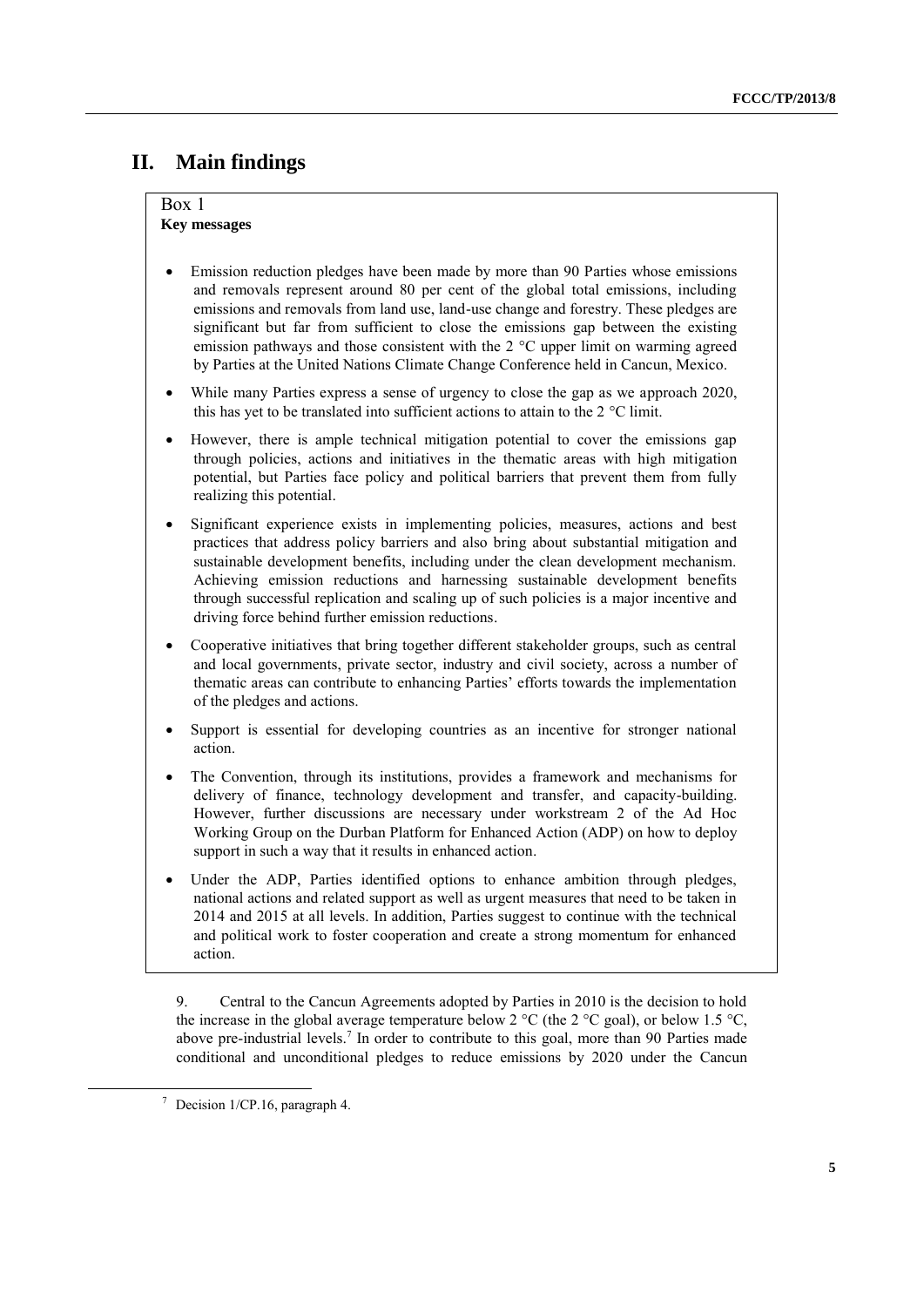## II. Main findings

Box 1
**Key messages**

- Emission reduction pledges have been made by more than 90 Parties whose emissions and removals represent around 80 per cent of the global total emissions, including emissions and removals from land use, land-use change and forestry. These pledges are significant but far from sufficient to close the emissions gap between the existing emission pathways and those consistent with the 2 °C upper limit on warming agreed by Parties at the United Nations Climate Change Conference held in Cancun, Mexico.
- While many Parties express a sense of urgency to close the gap as we approach 2020, this has yet to be translated into sufficient actions to attain to the 2 °C limit.
- However, there is ample technical mitigation potential to cover the emissions gap through policies, actions and initiatives in the thematic areas with high mitigation potential, but Parties face policy and political barriers that prevent them from fully realizing this potential.
- Significant experience exists in implementing policies, measures, actions and best practices that address policy barriers and also bring about substantial mitigation and sustainable development benefits, including under the clean development mechanism. Achieving emission reductions and harnessing sustainable development benefits through successful replication and scaling up of such policies is a major incentive and driving force behind further emission reductions.
- Cooperative initiatives that bring together different stakeholder groups, such as central and local governments, private sector, industry and civil society, across a number of thematic areas can contribute to enhancing Parties' efforts towards the implementation of the pledges and actions.
- Support is essential for developing countries as an incentive for stronger national action.
- The Convention, through its institutions, provides a framework and mechanisms for delivery of finance, technology development and transfer, and capacity-building. However, further discussions are necessary under workstream 2 of the Ad Hoc Working Group on the Durban Platform for Enhanced Action (ADP) on how to deploy support in such a way that it results in enhanced action.
- Under the ADP, Parties identified options to enhance ambition through pledges, national actions and related support as well as urgent measures that need to be taken in 2014 and 2015 at all levels. In addition, Parties suggest to continue with the technical and political work to foster cooperation and create a strong momentum for enhanced action.

9. Central to the Cancun Agreements adopted by Parties in 2010 is the decision to hold the increase in the global average temperature below 2 °C (the 2 °C goal), or below 1.5 °C, above pre-industrial levels.[7] In order to contribute to this goal, more than 90 Parties made conditional and unconditional pledges to reduce emissions by 2020 under the Cancun

[7] Decision 1/CP.16, paragraph 4.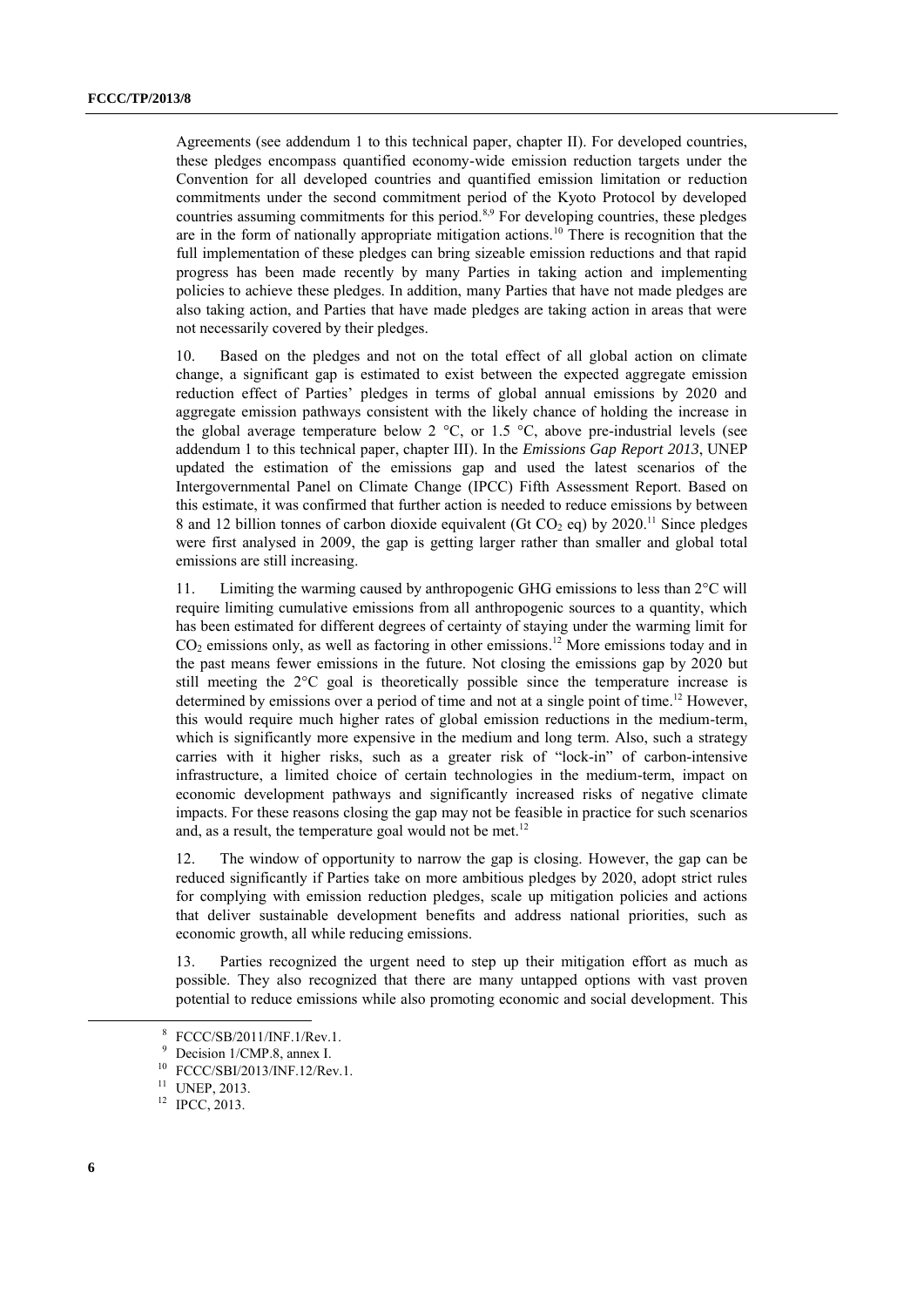Agreements (see addendum 1 to this technical paper, chapter II). For developed countries, these pledges encompass quantified economy-wide emission reduction targets under the Convention for all developed countries and quantified emission limitation or reduction commitments under the second commitment period of the Kyoto Protocol by developed countries assuming commitments for this period.[8,9] For developing countries, these pledges are in the form of nationally appropriate mitigation actions.[10] There is recognition that the full implementation of these pledges can bring sizeable emission reductions and that rapid progress has been made recently by many Parties in taking action and implementing policies to achieve these pledges. In addition, many Parties that have not made pledges are also taking action, and Parties that have made pledges are taking action in areas that were not necessarily covered by their pledges.

10. Based on the pledges and not on the total effect of all global action on climate change, a significant gap is estimated to exist between the expected aggregate emission reduction effect of Parties' pledges in terms of global annual emissions by 2020 and aggregate emission pathways consistent with the likely chance of holding the increase in the global average temperature below 2 °C, or 1.5 °C, above pre-industrial levels (see addendum 1 to this technical paper, chapter III). In the *Emissions Gap Report 2013*, UNEP updated the estimation of the emissions gap and used the latest scenarios of the Intergovernmental Panel on Climate Change (IPCC) Fifth Assessment Report. Based on this estimate, it was confirmed that further action is needed to reduce emissions by between 8 and 12 billion tonnes of carbon dioxide equivalent (Gt $CO_2$ eq) by 2020.[11] Since pledges were first analysed in 2009, the gap is getting larger rather than smaller and global total emissions are still increasing.

11. Limiting the warming caused by anthropogenic GHG emissions to less than 2°C will require limiting cumulative emissions from all anthropogenic sources to a quantity, which has been estimated for different degrees of certainty of staying under the warming limit for $CO_2$ emissions only, as well as factoring in other emissions.[12] More emissions today and in the past means fewer emissions in the future. Not closing the emissions gap by 2020 but still meeting the 2°C goal is theoretically possible since the temperature increase is determined by emissions over a period of time and not at a single point of time.[12] However, this would require much higher rates of global emission reductions in the medium-term, which is significantly more expensive in the medium and long term. Also, such a strategy carries with it higher risks, such as a greater risk of "lock-in" of carbon-intensive infrastructure, a limited choice of certain technologies in the medium-term, impact on economic development pathways and significantly increased risks of negative climate impacts. For these reasons closing the gap may not be feasible in practice for such scenarios and, as a result, the temperature goal would not be met.[12]

12. The window of opportunity to narrow the gap is closing. However, the gap can be reduced significantly if Parties take on more ambitious pledges by 2020, adopt strict rules for complying with emission reduction pledges, scale up mitigation policies and actions that deliver sustainable development benefits and address national priorities, such as economic growth, all while reducing emissions.

13. Parties recognized the urgent need to step up their mitigation effort as much as possible. They also recognized that there are many untapped options with vast proven potential to reduce emissions while also promoting economic and social development. This

[8] FCCC/SB/2011/INF.1/Rev.1.

[9] Decision 1/CMP.8, annex I.

[10] FCCC/SBI/2013/INF.12/Rev.1.

[11] UNEP, 2013.

[12] IPCC, 2013.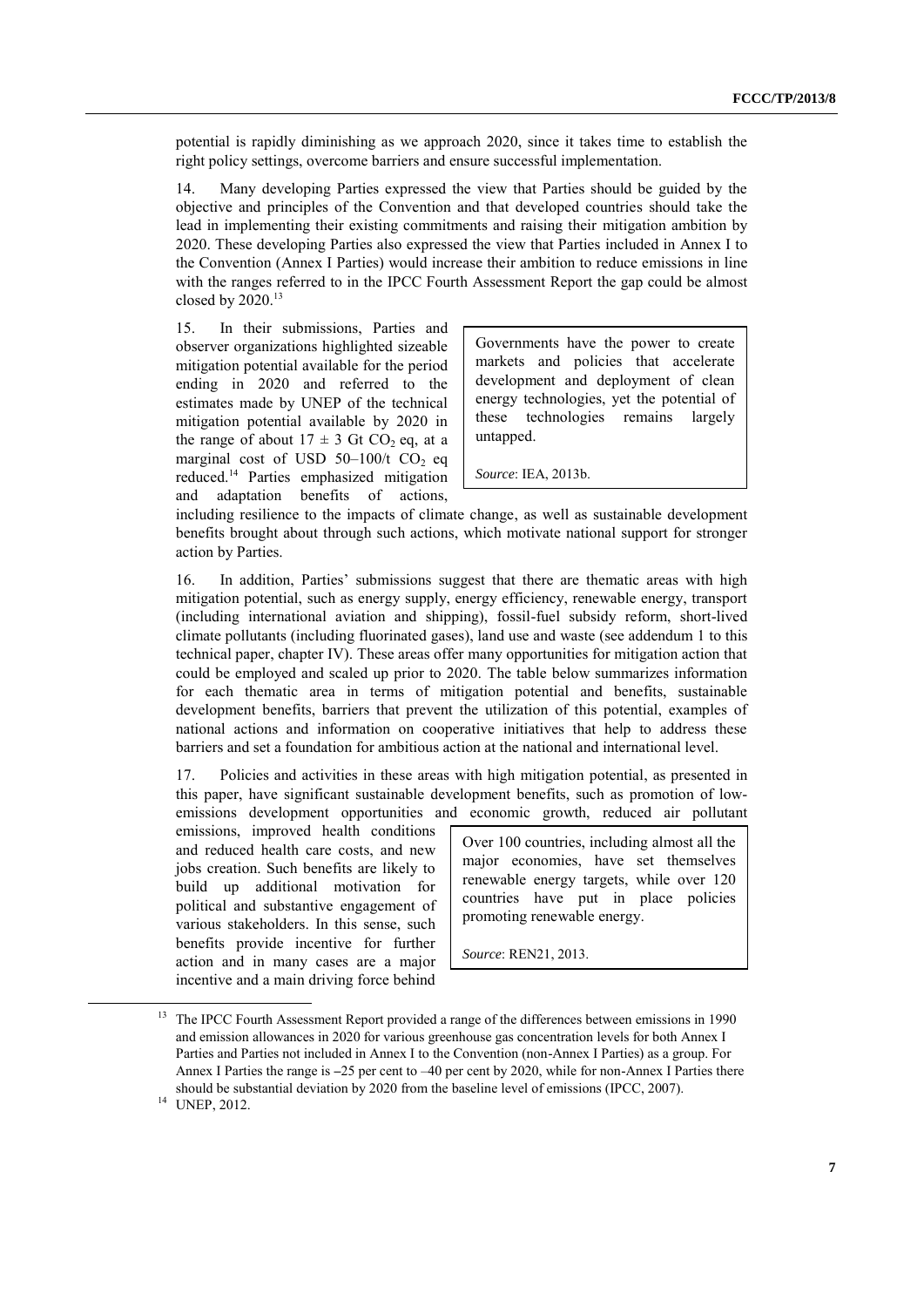potential is rapidly diminishing as we approach 2020, since it takes time to establish the right policy settings, overcome barriers and ensure successful implementation.

14. Many developing Parties expressed the view that Parties should be guided by the objective and principles of the Convention and that developed countries should take the lead in implementing their existing commitments and raising their mitigation ambition by 2020. These developing Parties also expressed the view that Parties included in Annex I to the Convention (Annex I Parties) would increase their ambition to reduce emissions in line with the ranges referred to in the IPCC Fourth Assessment Report the gap could be almost closed by 2020.[13]

15. In their submissions, Parties and observer organizations highlighted sizeable mitigation potential available for the period ending in 2020 and referred to the estimates made by UNEP of the technical mitigation potential available by 2020 in the range of about $17 \pm 3$ Gt $CO_2$ eq, at a marginal cost of USD 50–100/t $CO_2$ eq reduced.[14] Parties emphasized mitigation and adaptation benefits of actions, including resilience to the impacts of climate change, as well as sustainable development benefits brought about through such actions, which motivate national support for stronger action by Parties.

> Governments have the power to create markets and policies that accelerate development and deployment of clean energy technologies, yet the potential of these technologies remains largely untapped.
>
> *Source*: IEA, 2013b.

16. In addition, Parties' submissions suggest that there are thematic areas with high mitigation potential, such as energy supply, energy efficiency, renewable energy, transport (including international aviation and shipping), fossil-fuel subsidy reform, short-lived climate pollutants (including fluorinated gases), land use and waste (see addendum 1 to this technical paper, chapter IV). These areas offer many opportunities for mitigation action that could be employed and scaled up prior to 2020. The table below summarizes information for each thematic area in terms of mitigation potential and benefits, sustainable development benefits, barriers that prevent the utilization of this potential, examples of national actions and information on cooperative initiatives that help to address these barriers and set a foundation for ambitious action at the national and international level.

17. Policies and activities in these areas with high mitigation potential, as presented in this paper, have significant sustainable development benefits, such as promotion of low-emissions development opportunities and economic growth, reduced air pollutant emissions, improved health conditions and reduced health care costs, and new jobs creation. Such benefits are likely to build up additional motivation for political and substantive engagement of various stakeholders. In this sense, such benefits provide incentive for further action and in many cases are a major incentive and a main driving force behind

> Over 100 countries, including almost all the major economies, have set themselves renewable energy targets, while over 120 countries have put in place policies promoting renewable energy.
>
> *Source*: REN21, 2013.

[13] The IPCC Fourth Assessment Report provided a range of the differences between emissions in 1990 and emission allowances in 2020 for various greenhouse gas concentration levels for both Annex I Parties and Parties not included in Annex I to the Convention (non-Annex I Parties) as a group. For Annex I Parties the range is –25 per cent to –40 per cent by 2020, while for non-Annex I Parties there should be substantial deviation by 2020 from the baseline level of emissions (IPCC, 2007).

[14] UNEP, 2012.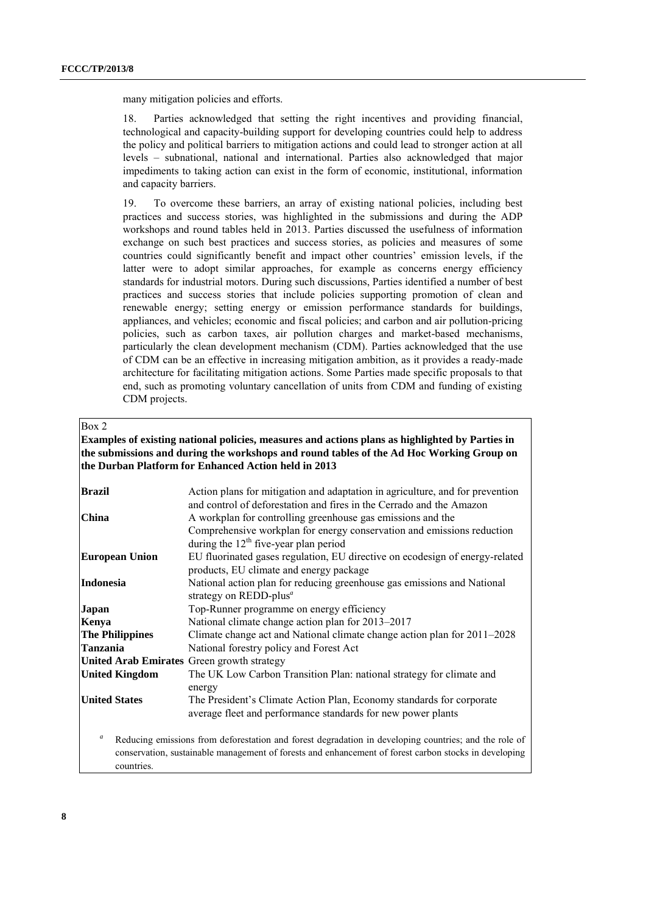many mitigation policies and efforts.

18. Parties acknowledged that setting the right incentives and providing financial, technological and capacity-building support for developing countries could help to address the policy and political barriers to mitigation actions and could lead to stronger action at all levels – subnational, national and international. Parties also acknowledged that major impediments to taking action can exist in the form of economic, institutional, information and capacity barriers.

19. To overcome these barriers, an array of existing national policies, including best practices and success stories, was highlighted in the submissions and during the ADP workshops and round tables held in 2013. Parties discussed the usefulness of information exchange on such best practices and success stories, as policies and measures of some countries could significantly benefit and impact other countries' emission levels, if the latter were to adopt similar approaches, for example as concerns energy efficiency standards for industrial motors. During such discussions, Parties identified a number of best practices and success stories that include policies supporting promotion of clean and renewable energy; setting energy or emission performance standards for buildings, appliances, and vehicles; economic and fiscal policies; and carbon and air pollution-pricing policies, such as carbon taxes, air pollution charges and market-based mechanisms, particularly the clean development mechanism (CDM). Parties acknowledged that the use of CDM can be an effective in increasing mitigation ambition, as it provides a ready-made architecture for facilitating mitigation actions. Some Parties made specific proposals to that end, such as promoting voluntary cancellation of units from CDM and funding of existing CDM projects.

Box 2

**Examples of existing national policies, measures and actions plans as highlighted by Parties in the submissions and during the workshops and round tables of the Ad Hoc Working Group on the Durban Platform for Enhanced Action held in 2013**

| | |
|---|---|
| **Brazil** | Action plans for mitigation and adaptation in agriculture, and for prevention and control of deforestation and fires in the Cerrado and the Amazon |
| **China** | A workplan for controlling greenhouse gas emissions and the Comprehensive workplan for energy conservation and emissions reduction during the 12[th] five-year plan period |
| **European Union** | EU fluorinated gases regulation, EU directive on ecodesign of energy-related products, EU climate and energy package |
| **Indonesia** | National action plan for reducing greenhouse gas emissions and National strategy on REDD-plus[a] |
| **Japan** | Top-Runner programme on energy efficiency |
| **Kenya** | National climate change action plan for 2013–2017 |
| **The Philippines** | Climate change act and National climate change action plan for 2011–2028 |
| **Tanzania** | National forestry policy and Forest Act |
| **United Arab Emirates** | Green growth strategy |
| **United Kingdom** | The UK Low Carbon Transition Plan: national strategy for climate and energy |
| **United States** | The President's Climate Action Plan, Economy standards for corporate average fleet and performance standards for new power plants |

[a] Reducing emissions from deforestation and forest degradation in developing countries; and the role of conservation, sustainable management of forests and enhancement of forest carbon stocks in developing countries.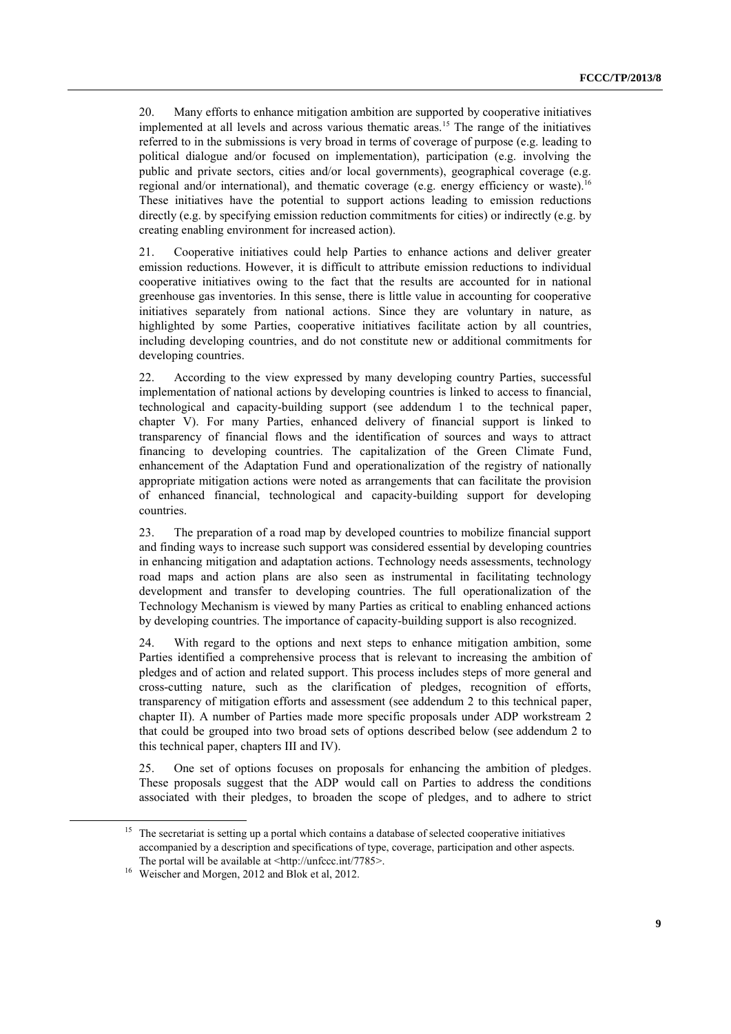20. Many efforts to enhance mitigation ambition are supported by cooperative initiatives implemented at all levels and across various thematic areas.[15] The range of the initiatives referred to in the submissions is very broad in terms of coverage of purpose (e.g. leading to political dialogue and/or focused on implementation), participation (e.g. involving the public and private sectors, cities and/or local governments), geographical coverage (e.g. regional and/or international), and thematic coverage (e.g. energy efficiency or waste).[16] These initiatives have the potential to support actions leading to emission reductions directly (e.g. by specifying emission reduction commitments for cities) or indirectly (e.g. by creating enabling environment for increased action).

21. Cooperative initiatives could help Parties to enhance actions and deliver greater emission reductions. However, it is difficult to attribute emission reductions to individual cooperative initiatives owing to the fact that the results are accounted for in national greenhouse gas inventories. In this sense, there is little value in accounting for cooperative initiatives separately from national actions. Since they are voluntary in nature, as highlighted by some Parties, cooperative initiatives facilitate action by all countries, including developing countries, and do not constitute new or additional commitments for developing countries.

22. According to the view expressed by many developing country Parties, successful implementation of national actions by developing countries is linked to access to financial, technological and capacity-building support (see addendum 1 to the technical paper, chapter V). For many Parties, enhanced delivery of financial support is linked to transparency of financial flows and the identification of sources and ways to attract financing to developing countries. The capitalization of the Green Climate Fund, enhancement of the Adaptation Fund and operationalization of the registry of nationally appropriate mitigation actions were noted as arrangements that can facilitate the provision of enhanced financial, technological and capacity-building support for developing countries.

23. The preparation of a road map by developed countries to mobilize financial support and finding ways to increase such support was considered essential by developing countries in enhancing mitigation and adaptation actions. Technology needs assessments, technology road maps and action plans are also seen as instrumental in facilitating technology development and transfer to developing countries. The full operationalization of the Technology Mechanism is viewed by many Parties as critical to enabling enhanced actions by developing countries. The importance of capacity-building support is also recognized.

24. With regard to the options and next steps to enhance mitigation ambition, some Parties identified a comprehensive process that is relevant to increasing the ambition of pledges and of action and related support. This process includes steps of more general and cross-cutting nature, such as the clarification of pledges, recognition of efforts, transparency of mitigation efforts and assessment (see addendum 2 to this technical paper, chapter II). A number of Parties made more specific proposals under ADP workstream 2 that could be grouped into two broad sets of options described below (see addendum 2 to this technical paper, chapters III and IV).

25. One set of options focuses on proposals for enhancing the ambition of pledges. These proposals suggest that the ADP would call on Parties to address the conditions associated with their pledges, to broaden the scope of pledges, and to adhere to strict

---

[15] The secretariat is setting up a portal which contains a database of selected cooperative initiatives accompanied by a description and specifications of type, coverage, participation and other aspects. The portal will be available at <http://unfccc.int/7785>.

[16] Weischer and Morgen, 2012 and Blok et al, 2012.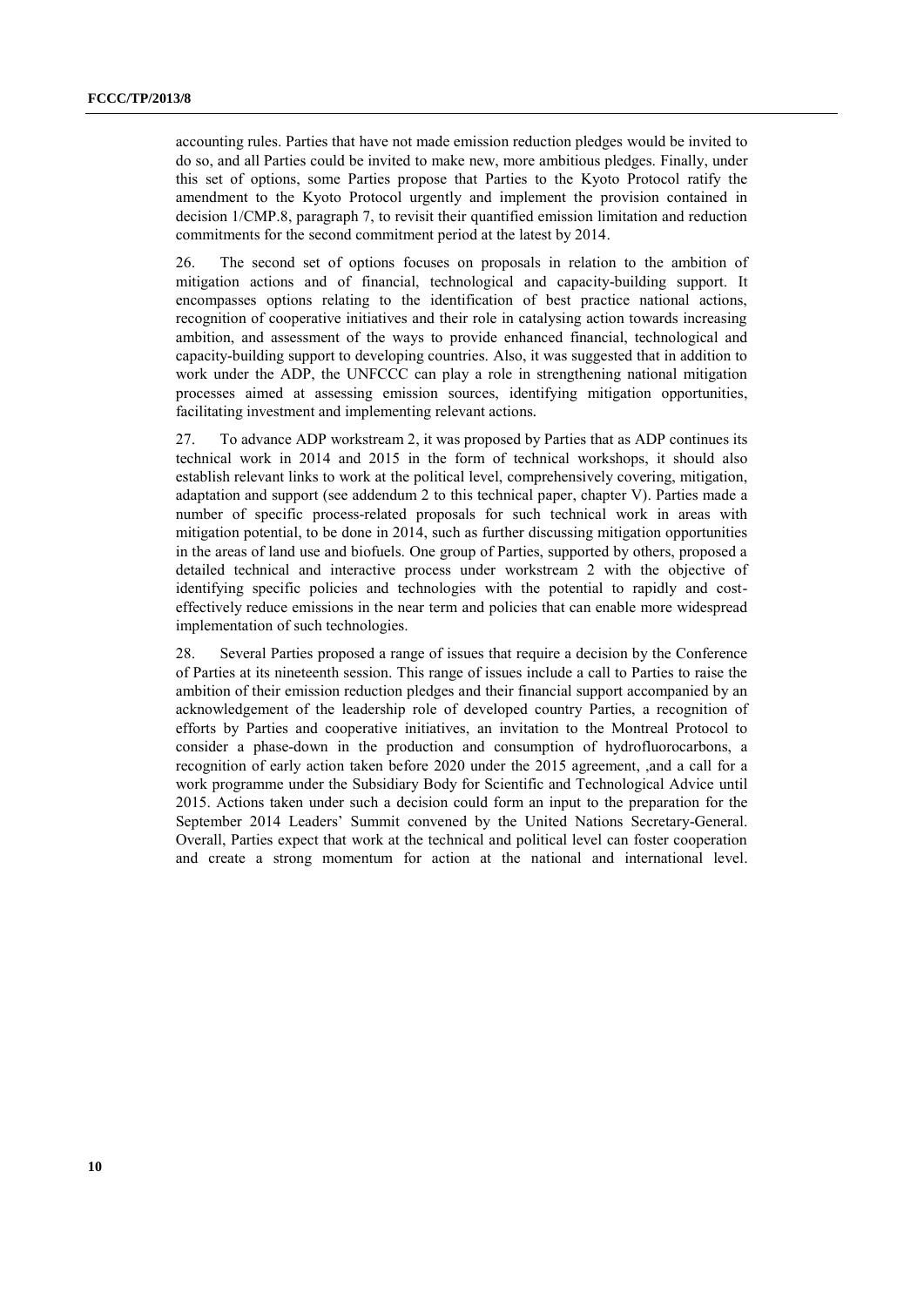accounting rules. Parties that have not made emission reduction pledges would be invited to do so, and all Parties could be invited to make new, more ambitious pledges. Finally, under this set of options, some Parties propose that Parties to the Kyoto Protocol ratify the amendment to the Kyoto Protocol urgently and implement the provision contained in decision 1/CMP.8, paragraph 7, to revisit their quantified emission limitation and reduction commitments for the second commitment period at the latest by 2014.

26. The second set of options focuses on proposals in relation to the ambition of mitigation actions and of financial, technological and capacity-building support. It encompasses options relating to the identification of best practice national actions, recognition of cooperative initiatives and their role in catalysing action towards increasing ambition, and assessment of the ways to provide enhanced financial, technological and capacity-building support to developing countries. Also, it was suggested that in addition to work under the ADP, the UNFCCC can play a role in strengthening national mitigation processes aimed at assessing emission sources, identifying mitigation opportunities, facilitating investment and implementing relevant actions.

27. To advance ADP workstream 2, it was proposed by Parties that as ADP continues its technical work in 2014 and 2015 in the form of technical workshops, it should also establish relevant links to work at the political level, comprehensively covering, mitigation, adaptation and support (see addendum 2 to this technical paper, chapter V). Parties made a number of specific process-related proposals for such technical work in areas with mitigation potential, to be done in 2014, such as further discussing mitigation opportunities in the areas of land use and biofuels. One group of Parties, supported by others, proposed a detailed technical and interactive process under workstream 2 with the objective of identifying specific policies and technologies with the potential to rapidly and cost-effectively reduce emissions in the near term and policies that can enable more widespread implementation of such technologies.

28. Several Parties proposed a range of issues that require a decision by the Conference of Parties at its nineteenth session. This range of issues include a call to Parties to raise the ambition of their emission reduction pledges and their financial support accompanied by an acknowledgement of the leadership role of developed country Parties, a recognition of efforts by Parties and cooperative initiatives, an invitation to the Montreal Protocol to consider a phase-down in the production and consumption of hydrofluorocarbons, a recognition of early action taken before 2020 under the 2015 agreement, ,and a call for a work programme under the Subsidiary Body for Scientific and Technological Advice until 2015. Actions taken under such a decision could form an input to the preparation for the September 2014 Leaders' Summit convened by the United Nations Secretary-General. Overall, Parties expect that work at the technical and political level can foster cooperation and create a strong momentum for action at the national and international level.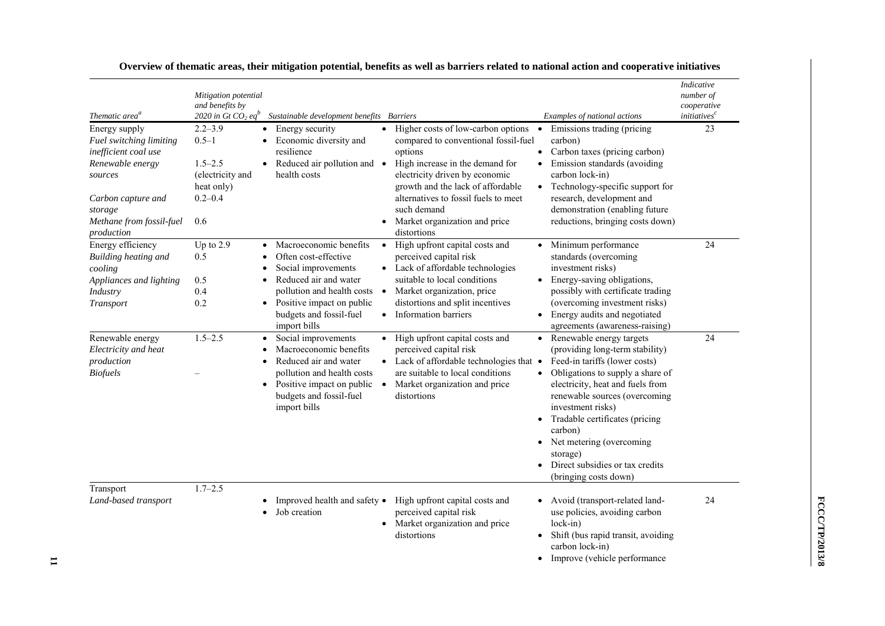**Overview of thematic areas, their mitigation potential, benefits as well as barriers related to national action and cooperative initiatives**

| *Thematic area*[a] | *Mitigation potential and benefits by 2020 in Gt $CO_2$ eq*[b] | *Sustainable development benefits* | *Barriers* | *Examples of national actions* | *Indicative number of cooperative initiatives*[c] |
|---|---|---|---|---|---|
| Energy supply | 2.2–3.9 | • Energy security<br>• Economic diversity and resilience<br>• Reduced air pollution and health costs | • Higher costs of low-carbon options compared to conventional fossil-fuel options<br>• High increase in the demand for electricity driven by economic growth and the lack of affordable alternatives to fossil fuels to meet such demand<br>• Market organization and price distortions | • Emissions trading (pricing carbon)<br>• Carbon taxes (pricing carbon)<br>• Emission standards (avoiding carbon lock-in)<br>• Technology-specific support for research, development and demonstration (enabling future reductions, bringing costs down) | 23 |
| *Fuel switching limiting inefficient coal use* | 0.5–1 | | | | |
| *Renewable energy sources* | 1.5–2.5 (electricity and heat only) | | | | |
| *Carbon capture and storage* | 0.2–0.4 | | | | |
| *Methane from fossil-fuel production* | 0.6 | | | | |
| Energy efficiency | Up to 2.9 | • Macroeconomic benefits<br>• Often cost-effective<br>• Social improvements<br>• Reduced air and water pollution and health costs<br>• Positive impact on public budgets and fossil-fuel import bills | • High upfront capital costs and perceived capital risk<br>• Lack of affordable technologies suitable to local conditions<br>• Market organization, price distortions and split incentives<br>• Information barriers | • Minimum performance standards (overcoming investment risks)<br>• Energy-saving obligations, possibly with certificate trading (overcoming investment risks)<br>• Energy audits and negotiated agreements (awareness-raising) | 24 |
| *Building heating and cooling* | 0.5 | | | | |
| *Appliances and lighting* | 0.5 | | | | |
| *Industry* | 0.4 | | | | |
| *Transport* | 0.2 | | | | |
| Renewable energy | 1.5–2.5 | • Social improvements<br>• Macroeconomic benefits<br>• Reduced air and water pollution and health costs<br>• Positive impact on public budgets and fossil-fuel import bills | • High upfront capital costs and perceived capital risk<br>• Lack of affordable technologies that are suitable to local conditions<br>• Market organization and price distortions | • Renewable energy targets (providing long-term stability)<br>• Feed-in tariffs (lower costs)<br>• Obligations to supply a share of electricity, heat and fuels from renewable sources (overcoming investment risks)<br>• Tradable certificates (pricing carbon)<br>• Net metering (overcoming storage)<br>• Direct subsidies or tax credits (bringing costs down) | 24 |
| *Electricity and heat production* | | | | | |
| *Biofuels* | – | | | | |
| Transport | 1.7–2.5 | | | | |
| *Land-based transport* | | • Improved health and safety<br>• Job creation | • High upfront capital costs and perceived capital risk<br>• Market organization and price distortions | • Avoid (transport-related land-use policies, avoiding carbon lock-in)<br>• Shift (bus rapid transit, avoiding carbon lock-in)<br>• Improve (vehicle performance | 24 |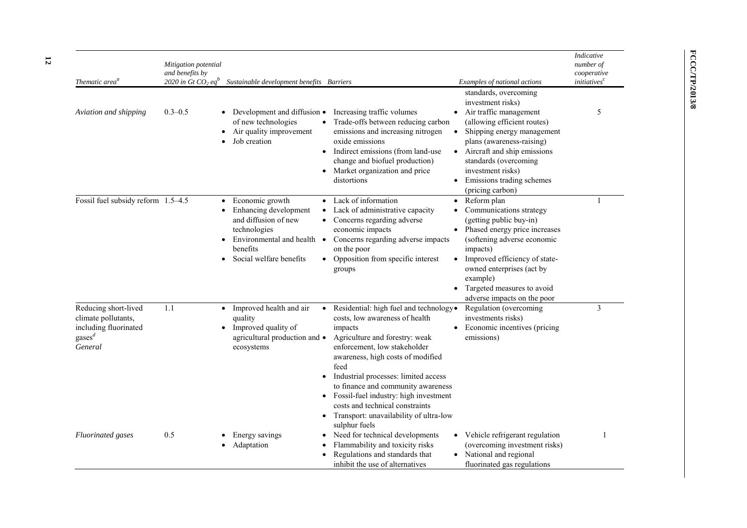| *Thematic area[a]* | *Mitigation potential and benefits by 2020 in Gt $CO_2$ eq[b]* | *Sustainable development benefits* | *Barriers* | *Examples of national actions* | *Indicative number of cooperative initiatives[c]* |
|---|---|---|---|---|---|
| | | | | standards, overcoming investment risks) | |
| *Aviation and shipping* | 0.3–0.5 | • Development and diffusion of new technologies<br>• Air quality improvement<br>• Job creation | • Increasing traffic volumes<br>• Trade-offs between reducing carbon emissions and increasing nitrogen oxide emissions<br>• Indirect emissions (from land-use change and biofuel production)<br>• Market organization and price distortions | • Air traffic management (allowing efficient routes)<br>• Shipping energy management plans (awareness-raising)<br>• Aircraft and ship emissions standards (overcoming investment risks)<br>• Emissions trading schemes (pricing carbon) | 5 |
| Fossil fuel subsidy reform | 1.5–4.5 | • Economic growth<br>• Enhancing development and diffusion of new technologies<br>• Environmental and health benefits<br>• Social welfare benefits | • Lack of information<br>• Lack of administrative capacity<br>• Concerns regarding adverse economic impacts<br>• Concerns regarding adverse impacts on the poor<br>• Opposition from specific interest groups | • Reform plan<br>• Communications strategy (getting public buy-in)<br>• Phased energy price increases (softening adverse economic impacts)<br>• Improved efficiency of state-owned enterprises (act by example)<br>• Targeted measures to avoid adverse impacts on the poor | 1 |
| Reducing short-lived climate pollutants, including fluorinated gases[d]<br>*General* | 1.1 | • Improved health and air quality<br>• Improved quality of agricultural production and ecosystems | • Residential: high fuel and technology costs, low awareness of health impacts<br>• Agriculture and forestry: weak enforcement, low stakeholder awareness, high costs of modified feed<br>• Industrial processes: limited access to finance and community awareness<br>• Fossil-fuel industry: high investment costs and technical constraints<br>• Transport: unavailability of ultra-low sulphur fuels | • Regulation (overcoming investments risks)<br>• Economic incentives (pricing emissions) | 3 |
| *Fluorinated gases* | 0.5 | • Energy savings<br>• Adaptation | • Need for technical developments<br>• Flammability and toxicity risks<br>• Regulations and standards that inhibit the use of alternatives | • Vehicle refrigerant regulation (overcoming investment risks)<br>• National and regional fluorinated gas regulations | 1 |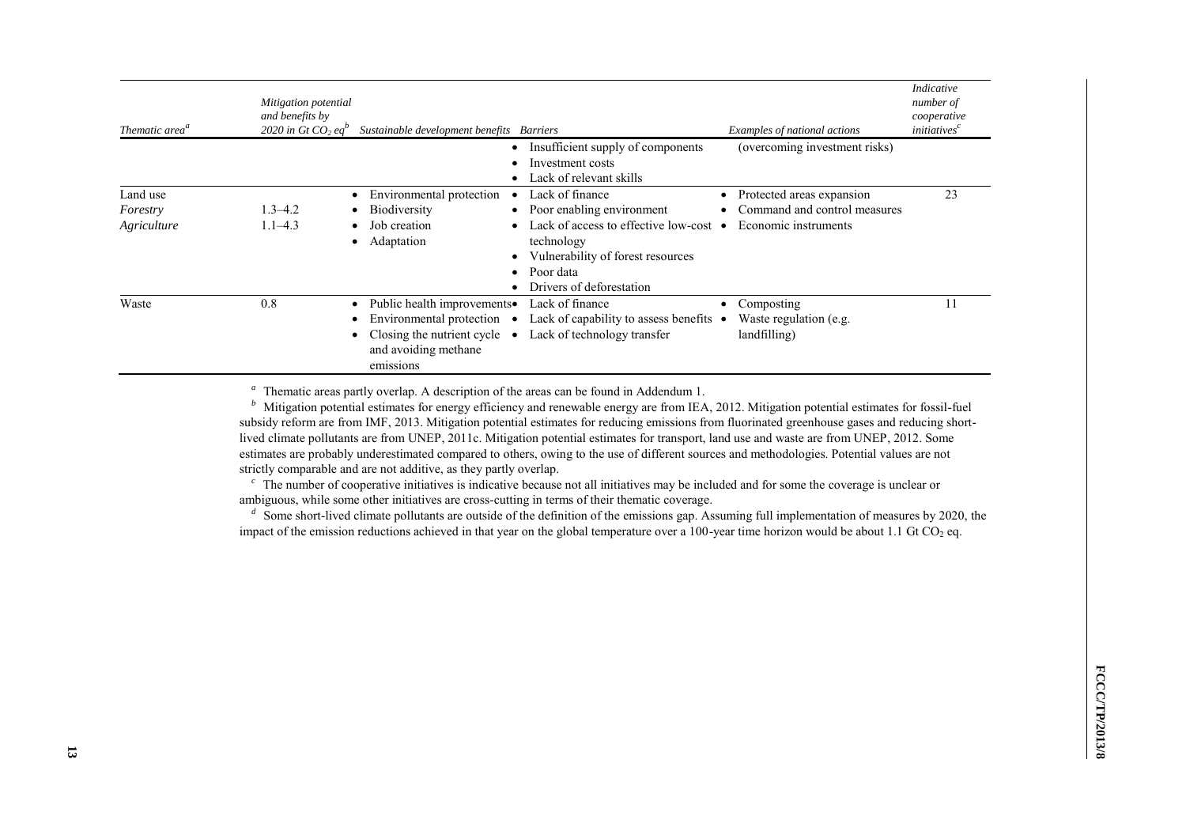| *Thematic area*[a] | *Mitigation potential and benefits by 2020 in Gt $CO_2$ eq*[b] | *Sustainable development benefits* | *Barriers* | *Examples of national actions* | *Indicative number of cooperative initiatives*[c] |
|---|---|---|---|---|---|
| | | | • Insufficient supply of components<br>• Investment costs<br>• Lack of relevant skills | (overcoming investment risks) | |
| Land use<br>*Forestry*<br>*Agriculture* | <br>1.3–4.2<br>1.1–4.3 | • Environmental protection<br>• Biodiversity<br>• Job creation<br>• Adaptation | • Lack of finance<br>• Poor enabling environment<br>• Lack of access to effective low-cost technology<br>• Vulnerability of forest resources<br>• Poor data<br>• Drivers of deforestation | • Protected areas expansion<br>• Command and control measures<br>• Economic instruments | 23 |
| Waste | 0.8 | • Public health improvements<br>• Environmental protection<br>• Closing the nutrient cycle and avoiding methane emissions | • Lack of finance<br>• Lack of capability to assess benefits<br>• Lack of technology transfer | • Composting<br>• Waste regulation (e.g. landfilling) | 11 |

[a] Thematic areas partly overlap. A description of the areas can be found in Addendum 1.

[b] Mitigation potential estimates for energy efficiency and renewable energy are from IEA, 2012. Mitigation potential estimates for fossil-fuel subsidy reform are from IMF, 2013. Mitigation potential estimates for reducing emissions from fluorinated greenhouse gases and reducing short-lived climate pollutants are from UNEP, 2011c. Mitigation potential estimates for transport, land use and waste are from UNEP, 2012. Some estimates are probably underestimated compared to others, owing to the use of different sources and methodologies. Potential values are not strictly comparable and are not additive, as they partly overlap.

[c] The number of cooperative initiatives is indicative because not all initiatives may be included and for some the coverage is unclear or ambiguous, while some other initiatives are cross-cutting in terms of their thematic coverage.

[d] Some short-lived climate pollutants are outside of the definition of the emissions gap. Assuming full implementation of measures by 2020, the impact of the emission reductions achieved in that year on the global temperature over a 100-year time horizon would be about 1.1 Gt $CO_2$ eq.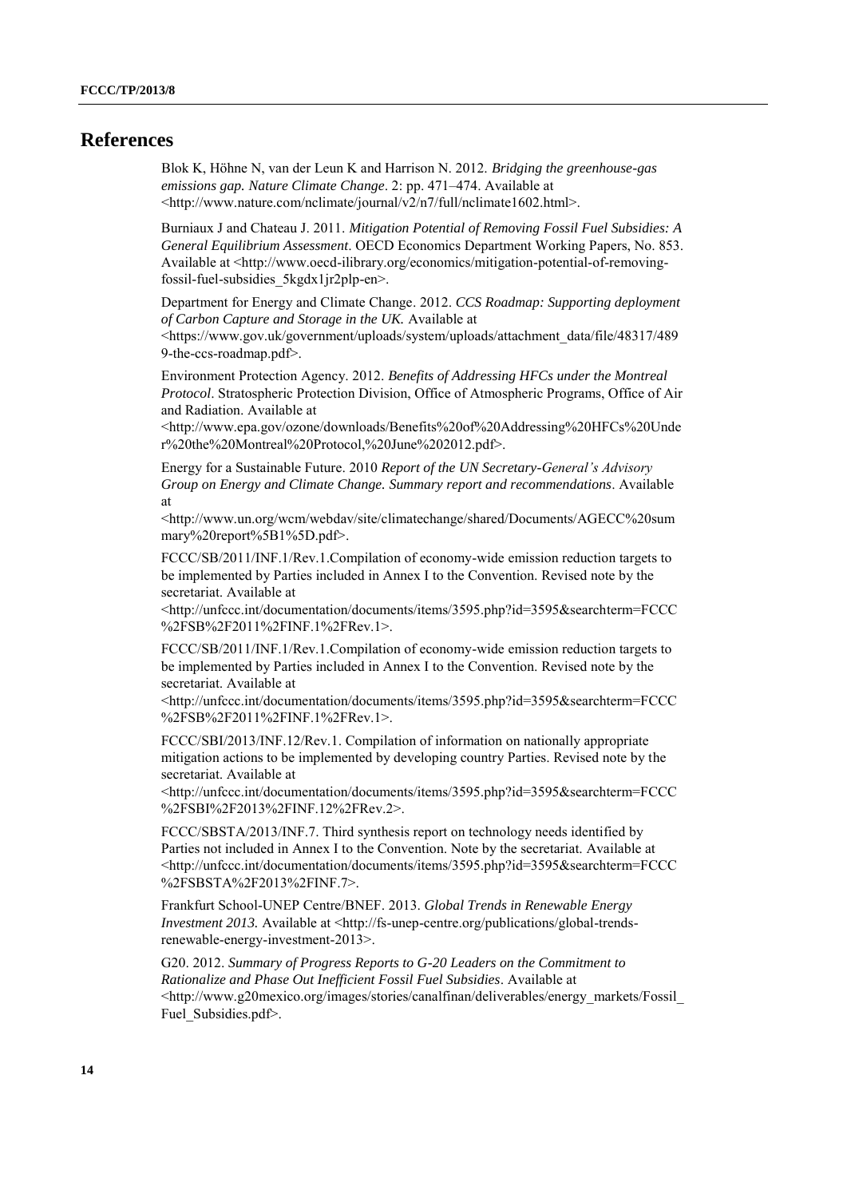# References

Blok K, Höhne N, van der Leun K and Harrison N. 2012. *Bridging the greenhouse-gas emissions gap. Nature Climate Change*. 2: pp. 471–474. Available at <http://www.nature.com/nclimate/journal/v2/n7/full/nclimate1602.html>.

Burniaux J and Chateau J. 2011. *Mitigation Potential of Removing Fossil Fuel Subsidies: A General Equilibrium Assessment*. OECD Economics Department Working Papers, No. 853. Available at <http://www.oecd-ilibrary.org/economics/mitigation-potential-of-removing-fossil-fuel-subsidies_5kgdx1jr2plp-en>.

Department for Energy and Climate Change. 2012. *CCS Roadmap: Supporting deployment of Carbon Capture and Storage in the UK.* Available at <https://www.gov.uk/government/uploads/system/uploads/attachment_data/file/48317/4899-the-ccs-roadmap.pdf>.

Environment Protection Agency. 2012. *Benefits of Addressing HFCs under the Montreal Protocol*. Stratospheric Protection Division, Office of Atmospheric Programs, Office of Air and Radiation. Available at <http://www.epa.gov/ozone/downloads/Benefits%20of%20Addressing%20HFCs%20Under%20the%20Montreal%20Protocol,%20June%202012.pdf>.

Energy for a Sustainable Future. 2010 *Report of the UN Secretary-General's Advisory Group on Energy and Climate Change. Summary report and recommendations*. Available at <http://www.un.org/wcm/webdav/site/climatechange/shared/Documents/AGECC%20summary%20report%5B1%5D.pdf>.

FCCC/SB/2011/INF.1/Rev.1.Compilation of economy-wide emission reduction targets to be implemented by Parties included in Annex I to the Convention. Revised note by the secretariat. Available at <http://unfccc.int/documentation/documents/items/3595.php?id=3595&searchterm=FCCC%2FSB%2F2011%2FINF.1%2FRev.1>.

FCCC/SB/2011/INF.1/Rev.1.Compilation of economy-wide emission reduction targets to be implemented by Parties included in Annex I to the Convention. Revised note by the secretariat. Available at <http://unfccc.int/documentation/documents/items/3595.php?id=3595&searchterm=FCCC%2FSB%2F2011%2FINF.1%2FRev.1>.

FCCC/SBI/2013/INF.12/Rev.1. Compilation of information on nationally appropriate mitigation actions to be implemented by developing country Parties. Revised note by the secretariat. Available at <http://unfccc.int/documentation/documents/items/3595.php?id=3595&searchterm=FCCC%2FSBI%2F2013%2FINF.12%2FRev.2>.

FCCC/SBSTA/2013/INF.7. Third synthesis report on technology needs identified by Parties not included in Annex I to the Convention. Note by the secretariat. Available at <http://unfccc.int/documentation/documents/items/3595.php?id=3595&searchterm=FCCC%2FSBSTA%2F2013%2FINF.7>.

Frankfurt School-UNEP Centre/BNEF. 2013. *Global Trends in Renewable Energy Investment 2013.* Available at <http://fs-unep-centre.org/publications/global-trends-renewable-energy-investment-2013>.

G20. 2012. *Summary of Progress Reports to G-20 Leaders on the Commitment to Rationalize and Phase Out Inefficient Fossil Fuel Subsidies*. Available at <http://www.g20mexico.org/images/stories/canalfinan/deliverables/energy_markets/Fossil_Fuel_Subsidies.pdf>.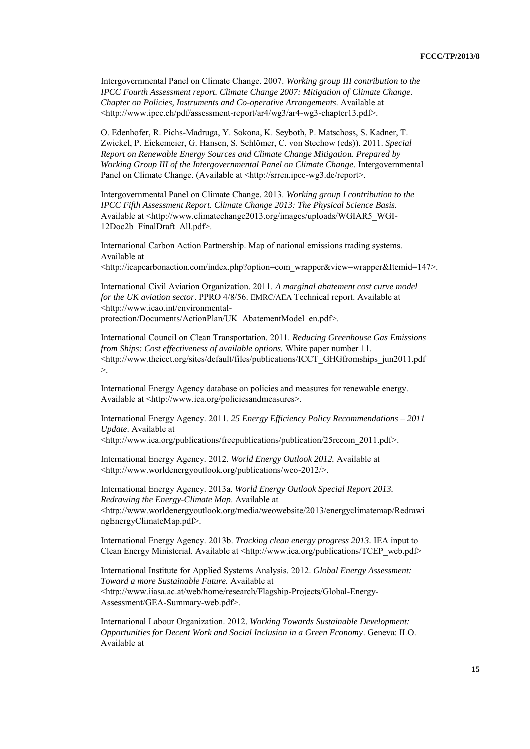Intergovernmental Panel on Climate Change. 2007. *Working group III contribution to the IPCC Fourth Assessment report. Climate Change 2007: Mitigation of Climate Change. Chapter on Policies, Instruments and Co-operative Arrangements*. Available at <http://www.ipcc.ch/pdf/assessment-report/ar4/wg3/ar4-wg3-chapter13.pdf>.

O. Edenhofer, R. Pichs-Madruga, Y. Sokona, K. Seyboth, P. Matschoss, S. Kadner, T. Zwickel, P. Eickemeier, G. Hansen, S. Schlömer, C. von Stechow (eds)). 2011. *Special Report on Renewable Energy Sources and Climate Change Mitigation. Prepared by Working Group III of the Intergovernmental Panel on Climate Change*. Intergovernmental Panel on Climate Change. (Available at <http://srren.ipcc-wg3.de/report>.

Intergovernmental Panel on Climate Change. 2013. *Working group I contribution to the IPCC Fifth Assessment Report. Climate Change 2013: The Physical Science Basis.* Available at <http://www.climatechange2013.org/images/uploads/WGIAR5_WGI-12Doc2b_FinalDraft_All.pdf>.

International Carbon Action Partnership. Map of national emissions trading systems. Available at <http://icapcarbonaction.com/index.php?option=com_wrapper&view=wrapper&Itemid=147>.

International Civil Aviation Organization. 2011. *A marginal abatement cost curve model for the UK aviation sector*. PPRO 4/8/56. EMRC/AEA Technical report. Available at <http://www.icao.int/environmental-protection/Documents/ActionPlan/UK_AbatementModel_en.pdf>.

International Council on Clean Transportation. 2011. *Reducing Greenhouse Gas Emissions from Ships: Cost effectiveness of available options.* White paper number 11. <http://www.theicct.org/sites/default/files/publications/ICCT_GHGfromships_jun2011.pdf>.

International Energy Agency database on policies and measures for renewable energy. Available at <http://www.iea.org/policiesandmeasures>.

International Energy Agency. 2011. *25 Energy Efficiency Policy Recommendations – 2011 Update*. Available at <http://www.iea.org/publications/freepublications/publication/25recom_2011.pdf>.

International Energy Agency. 2012. *World Energy Outlook 2012.* Available at <http://www.worldenergyoutlook.org/publications/weo-2012/>.

International Energy Agency. 2013a. *World Energy Outlook Special Report 2013. Redrawing the Energy-Climate Map*. Available at <http://www.worldenergyoutlook.org/media/weowebsite/2013/energyclimatemap/RedrawingEnergyClimateMap.pdf>.

International Energy Agency. 2013b. *Tracking clean energy progress 2013*. IEA input to Clean Energy Ministerial. Available at <http://www.iea.org/publications/TCEP_web.pdf>

International Institute for Applied Systems Analysis. 2012. *Global Energy Assessment: Toward a more Sustainable Future.* Available at <http://www.iiasa.ac.at/web/home/research/Flagship-Projects/Global-Energy-Assessment/GEA-Summary-web.pdf>.

International Labour Organization. 2012. *Working Towards Sustainable Development: Opportunities for Decent Work and Social Inclusion in a Green Economy*. Geneva: ILO. Available at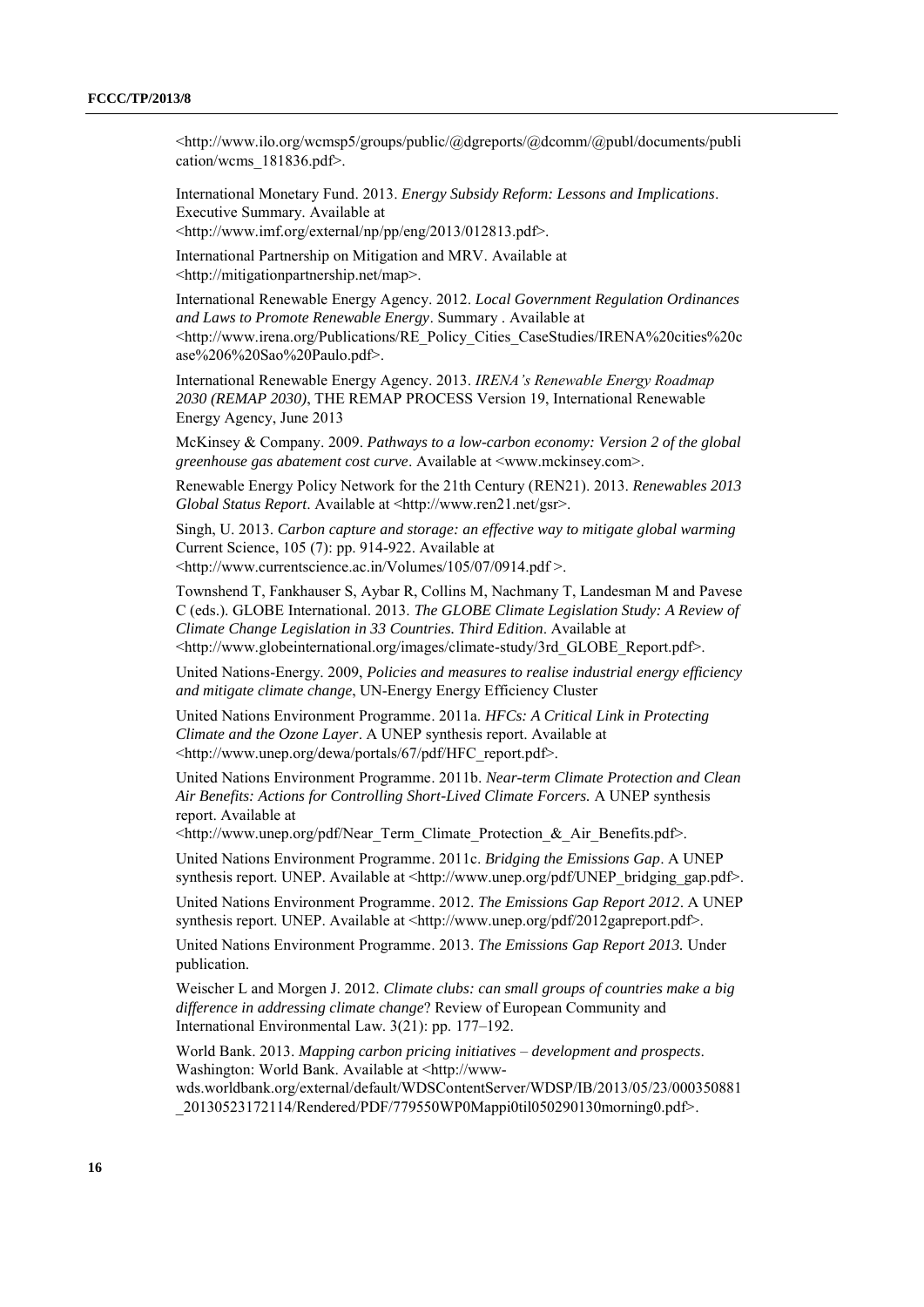<http://www.ilo.org/wcmsp5/groups/public/@dgreports/@dcomm/@publ/documents/publication/wcms_181836.pdf>.

International Monetary Fund. 2013. *Energy Subsidy Reform: Lessons and Implications*. Executive Summary. Available at <http://www.imf.org/external/np/pp/eng/2013/012813.pdf>.

International Partnership on Mitigation and MRV. Available at <http://mitigationpartnership.net/map>.

International Renewable Energy Agency. 2012. *Local Government Regulation Ordinances and Laws to Promote Renewable Energy*. Summary . Available at <http://www.irena.org/Publications/RE_Policy_Cities_CaseStudies/IRENA%20cities%20case%206%20Sao%20Paulo.pdf>.

International Renewable Energy Agency. 2013. *IRENA's Renewable Energy Roadmap 2030 (REMAP 2030)*, THE REMAP PROCESS Version 19, International Renewable Energy Agency, June 2013

McKinsey & Company. 2009. *Pathways to a low-carbon economy: Version 2 of the global greenhouse gas abatement cost curve*. Available at <www.mckinsey.com>.

Renewable Energy Policy Network for the 21th Century (REN21). 2013. *Renewables 2013 Global Status Report*. Available at <http://www.ren21.net/gsr>.

Singh, U. 2013. *Carbon capture and storage: an effective way to mitigate global warming* Current Science, 105 (7): pp. 914-922. Available at <http://www.currentscience.ac.in/Volumes/105/07/0914.pdf >.

Townshend T, Fankhauser S, Aybar R, Collins M, Nachmany T, Landesman M and Pavese C (eds.). GLOBE International. 2013. *The GLOBE Climate Legislation Study: A Review of Climate Change Legislation in 33 Countries. Third Edition*. Available at <http://www.globeinternational.org/images/climate-study/3rd_GLOBE_Report.pdf>.

United Nations-Energy. 2009, *Policies and measures to realise industrial energy efficiency and mitigate climate change*, UN-Energy Energy Efficiency Cluster

United Nations Environment Programme. 2011a. *HFCs: A Critical Link in Protecting Climate and the Ozone Layer*. A UNEP synthesis report. Available at <http://www.unep.org/dewa/portals/67/pdf/HFC_report.pdf>.

United Nations Environment Programme. 2011b. *Near-term Climate Protection and Clean Air Benefits: Actions for Controlling Short-Lived Climate Forcers.* A UNEP synthesis report. Available at <http://www.unep.org/pdf/Near_Term_Climate_Protection_&_Air_Benefits.pdf>.

United Nations Environment Programme. 2011c. *Bridging the Emissions Gap*. A UNEP synthesis report. UNEP. Available at <http://www.unep.org/pdf/UNEP_bridging_gap.pdf>.

United Nations Environment Programme. 2012. *The Emissions Gap Report 2012*. A UNEP synthesis report. UNEP. Available at <http://www.unep.org/pdf/2012gapreport.pdf>.

United Nations Environment Programme. 2013. *The Emissions Gap Report 2013.* Under publication.

Weischer L and Morgen J. 2012. *Climate clubs: can small groups of countries make a big difference in addressing climate change*? Review of European Community and International Environmental Law. 3(21): pp. 177–192.

World Bank. 2013. *Mapping carbon pricing initiatives – development and prospects*. Washington: World Bank. Available at <http://www-wds.worldbank.org/external/default/WDSContentServer/WDSP/IB/2013/05/23/000350881_20130523172114/Rendered/PDF/779550WP0Mappi0til050290130morning0.pdf>.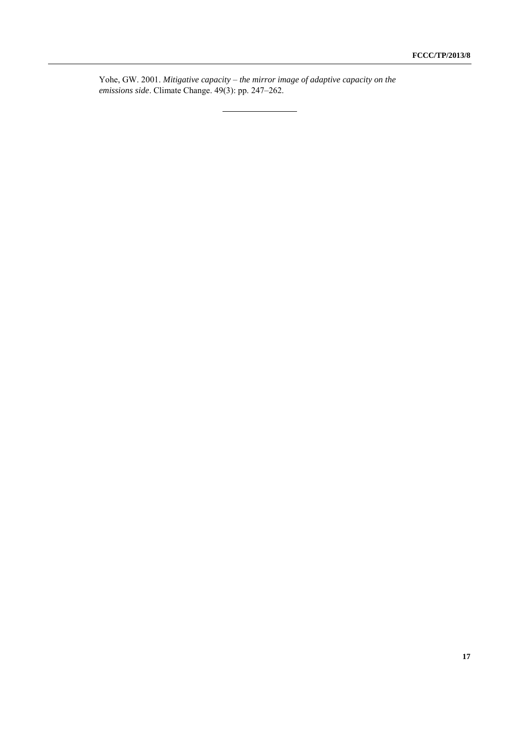Yohe, GW. 2001. *Mitigative capacity – the mirror image of adaptive capacity on the emissions side*. Climate Change. 49(3): pp. 247–262.